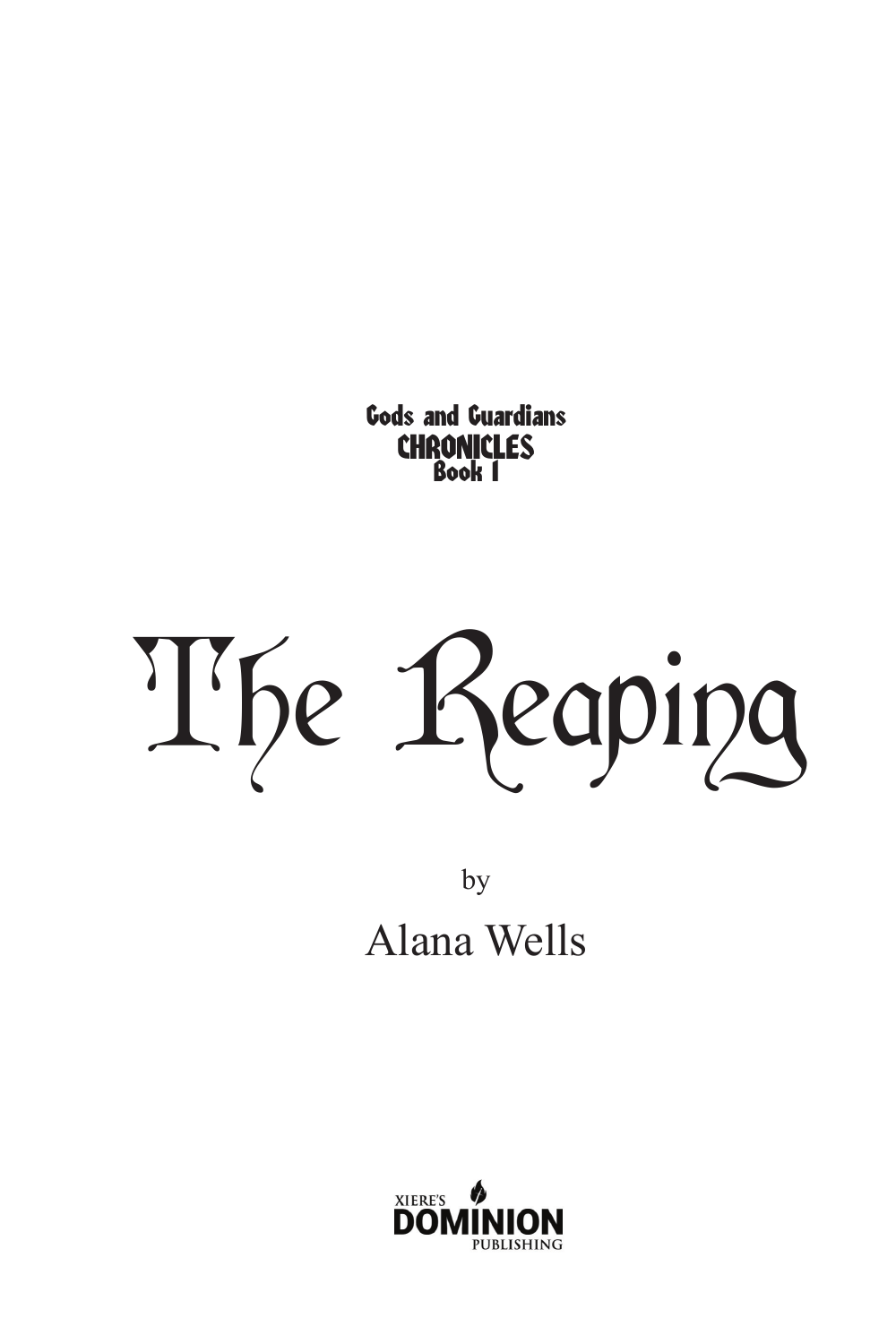Gods and Guardians
**CHRONICLES**
Book 1

# The Reaping

by

Alana Wells

XIERE'S
**DOMINION**
PUBLISHING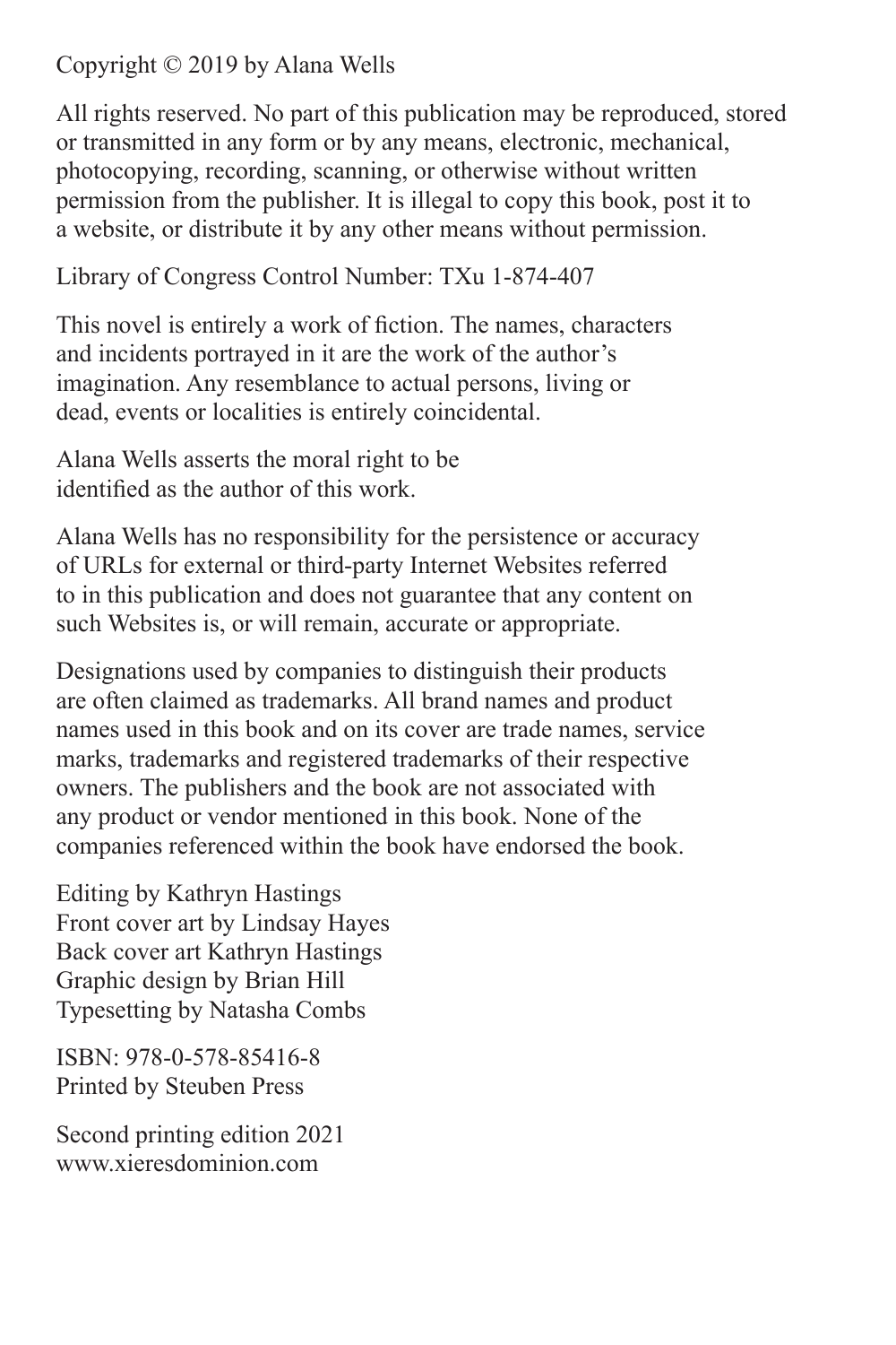Copyright © 2019 by Alana Wells

All rights reserved. No part of this publication may be reproduced, stored or transmitted in any form or by any means, electronic, mechanical, photocopying, recording, scanning, or otherwise without written permission from the publisher. It is illegal to copy this book, post it to a website, or distribute it by any other means without permission.

Library of Congress Control Number: TXu 1-874-407

This novel is entirely a work of fiction. The names, characters and incidents portrayed in it are the work of the author's imagination. Any resemblance to actual persons, living or dead, events or localities is entirely coincidental.

Alana Wells asserts the moral right to be identified as the author of this work.

Alana Wells has no responsibility for the persistence or accuracy of URLs for external or third-party Internet Websites referred to in this publication and does not guarantee that any content on such Websites is, or will remain, accurate or appropriate.

Designations used by companies to distinguish their products are often claimed as trademarks. All brand names and product names used in this book and on its cover are trade names, service marks, trademarks and registered trademarks of their respective owners. The publishers and the book are not associated with any product or vendor mentioned in this book. None of the companies referenced within the book have endorsed the book.

Editing by Kathryn Hastings
Front cover art by Lindsay Hayes
Back cover art Kathryn Hastings
Graphic design by Brian Hill
Typesetting by Natasha Combs

ISBN: 978-0-578-85416-8
Printed by Steuben Press

Second printing edition 2021
www.xieresdominion.com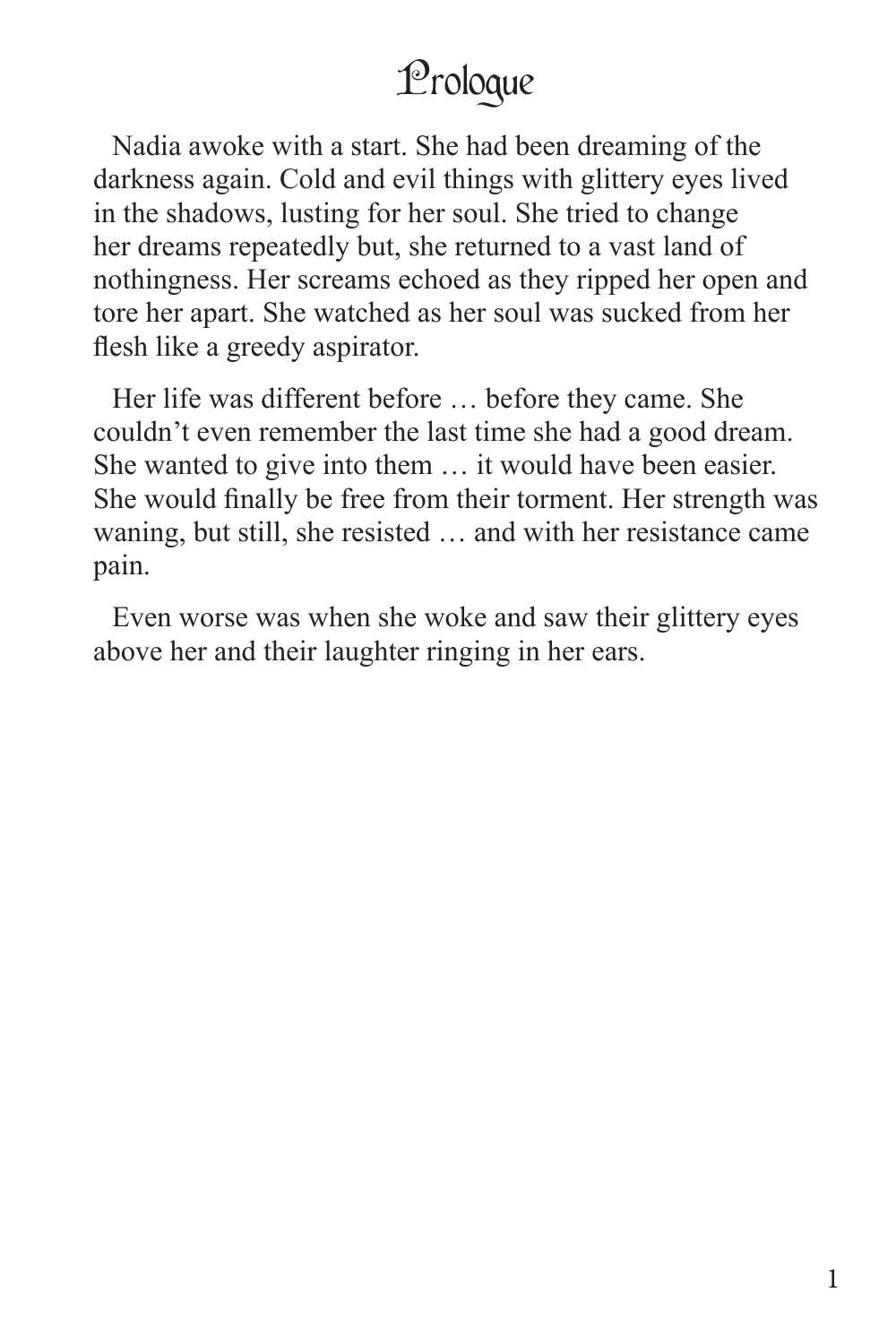# Prologue

Nadia awoke with a start. She had been dreaming of the darkness again. Cold and evil things with glittery eyes lived in the shadows, lusting for her soul. She tried to change her dreams repeatedly but, she returned to a vast land of nothingness. Her screams echoed as they ripped her open and tore her apart. She watched as her soul was sucked from her flesh like a greedy aspirator.

Her life was different before … before they came. She couldn't even remember the last time she had a good dream. She wanted to give into them … it would have been easier. She would finally be free from their torment. Her strength was waning, but still, she resisted … and with her resistance came pain.

Even worse was when she woke and saw their glittery eyes above her and their laughter ringing in her ears.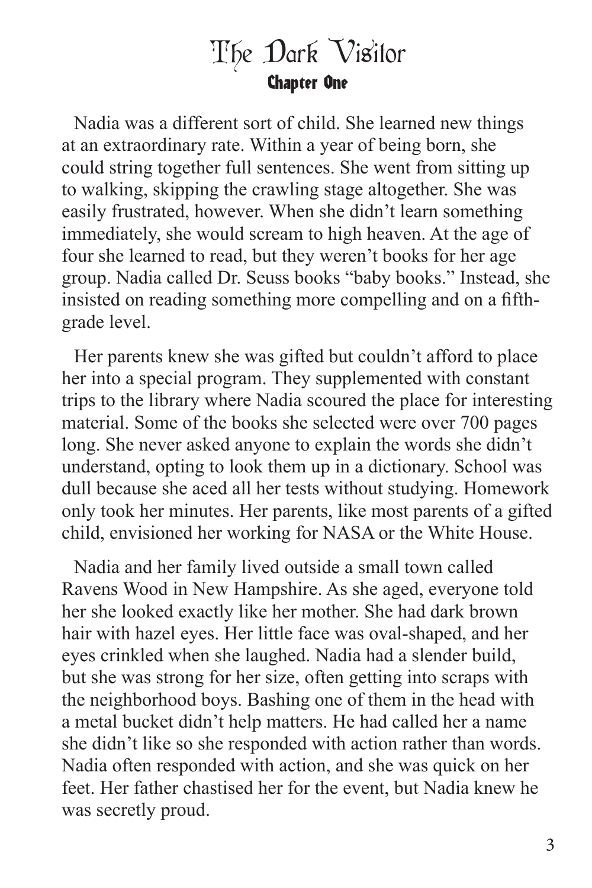# The Dark Visitor

## Chapter One

Nadia was a different sort of child. She learned new things at an extraordinary rate. Within a year of being born, she could string together full sentences. She went from sitting up to walking, skipping the crawling stage altogether. She was easily frustrated, however. When she didn't learn something immediately, she would scream to high heaven. At the age of four she learned to read, but they weren't books for her age group. Nadia called Dr. Seuss books "baby books." Instead, she insisted on reading something more compelling and on a fifth-grade level.

Her parents knew she was gifted but couldn't afford to place her into a special program. They supplemented with constant trips to the library where Nadia scoured the place for interesting material. Some of the books she selected were over 700 pages long. She never asked anyone to explain the words she didn't understand, opting to look them up in a dictionary. School was dull because she aced all her tests without studying. Homework only took her minutes. Her parents, like most parents of a gifted child, envisioned her working for NASA or the White House.

Nadia and her family lived outside a small town called Ravens Wood in New Hampshire. As she aged, everyone told her she looked exactly like her mother. She had dark brown hair with hazel eyes. Her little face was oval-shaped, and her eyes crinkled when she laughed. Nadia had a slender build, but she was strong for her size, often getting into scraps with the neighborhood boys. Bashing one of them in the head with a metal bucket didn't help matters. He had called her a name she didn't like so she responded with action rather than words. Nadia often responded with action, and she was quick on her feet. Her father chastised her for the event, but Nadia knew he was secretly proud.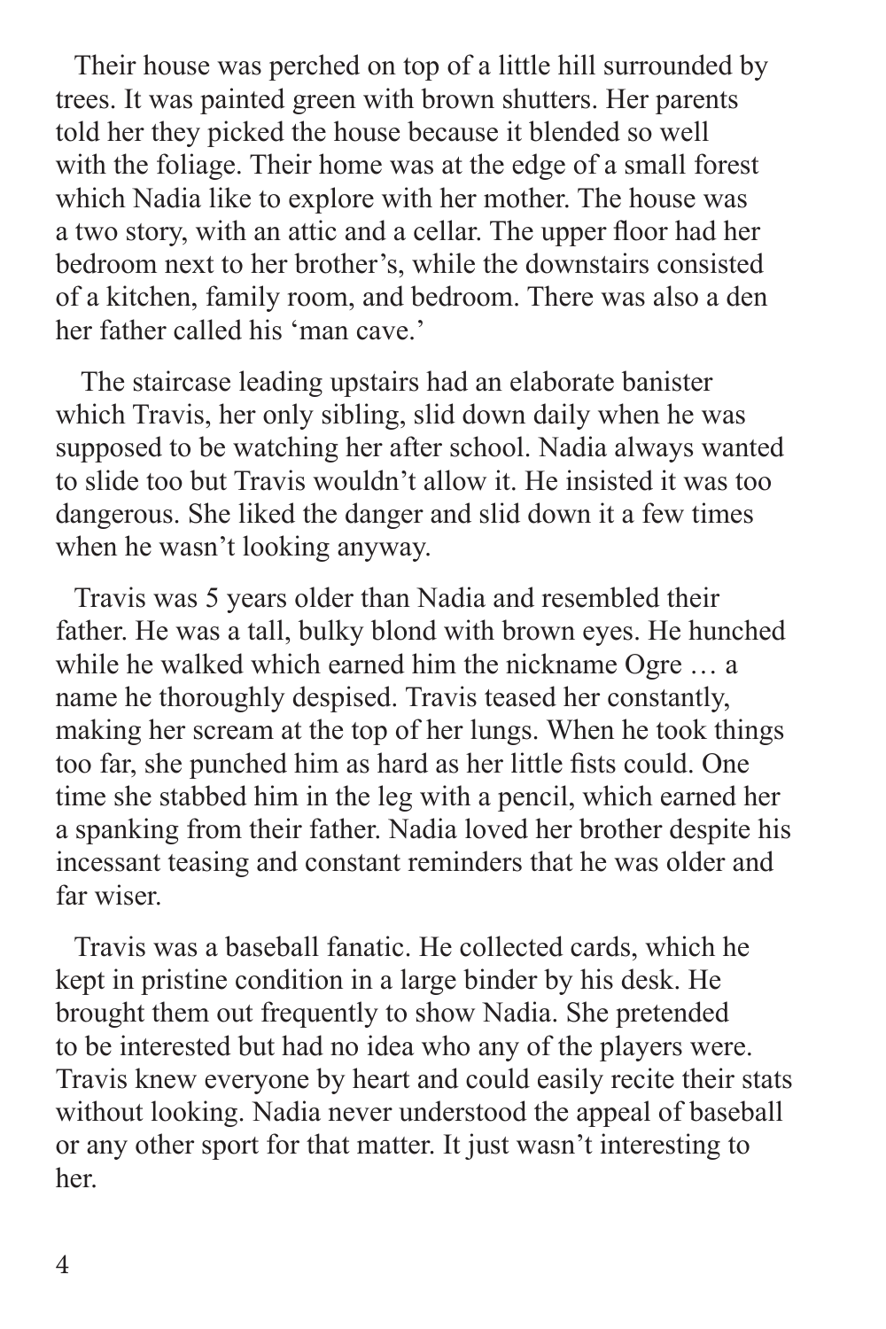Their house was perched on top of a little hill surrounded by trees. It was painted green with brown shutters. Her parents told her they picked the house because it blended so well with the foliage. Their home was at the edge of a small forest which Nadia like to explore with her mother. The house was a two story, with an attic and a cellar. The upper floor had her bedroom next to her brother's, while the downstairs consisted of a kitchen, family room, and bedroom. There was also a den her father called his 'man cave.'

The staircase leading upstairs had an elaborate banister which Travis, her only sibling, slid down daily when he was supposed to be watching her after school. Nadia always wanted to slide too but Travis wouldn't allow it. He insisted it was too dangerous. She liked the danger and slid down it a few times when he wasn't looking anyway.

Travis was 5 years older than Nadia and resembled their father. He was a tall, bulky blond with brown eyes. He hunched while he walked which earned him the nickname Ogre … a name he thoroughly despised. Travis teased her constantly, making her scream at the top of her lungs. When he took things too far, she punched him as hard as her little fists could. One time she stabbed him in the leg with a pencil, which earned her a spanking from their father. Nadia loved her brother despite his incessant teasing and constant reminders that he was older and far wiser.

Travis was a baseball fanatic. He collected cards, which he kept in pristine condition in a large binder by his desk. He brought them out frequently to show Nadia. She pretended to be interested but had no idea who any of the players were. Travis knew everyone by heart and could easily recite their stats without looking. Nadia never understood the appeal of baseball or any other sport for that matter. It just wasn't interesting to her.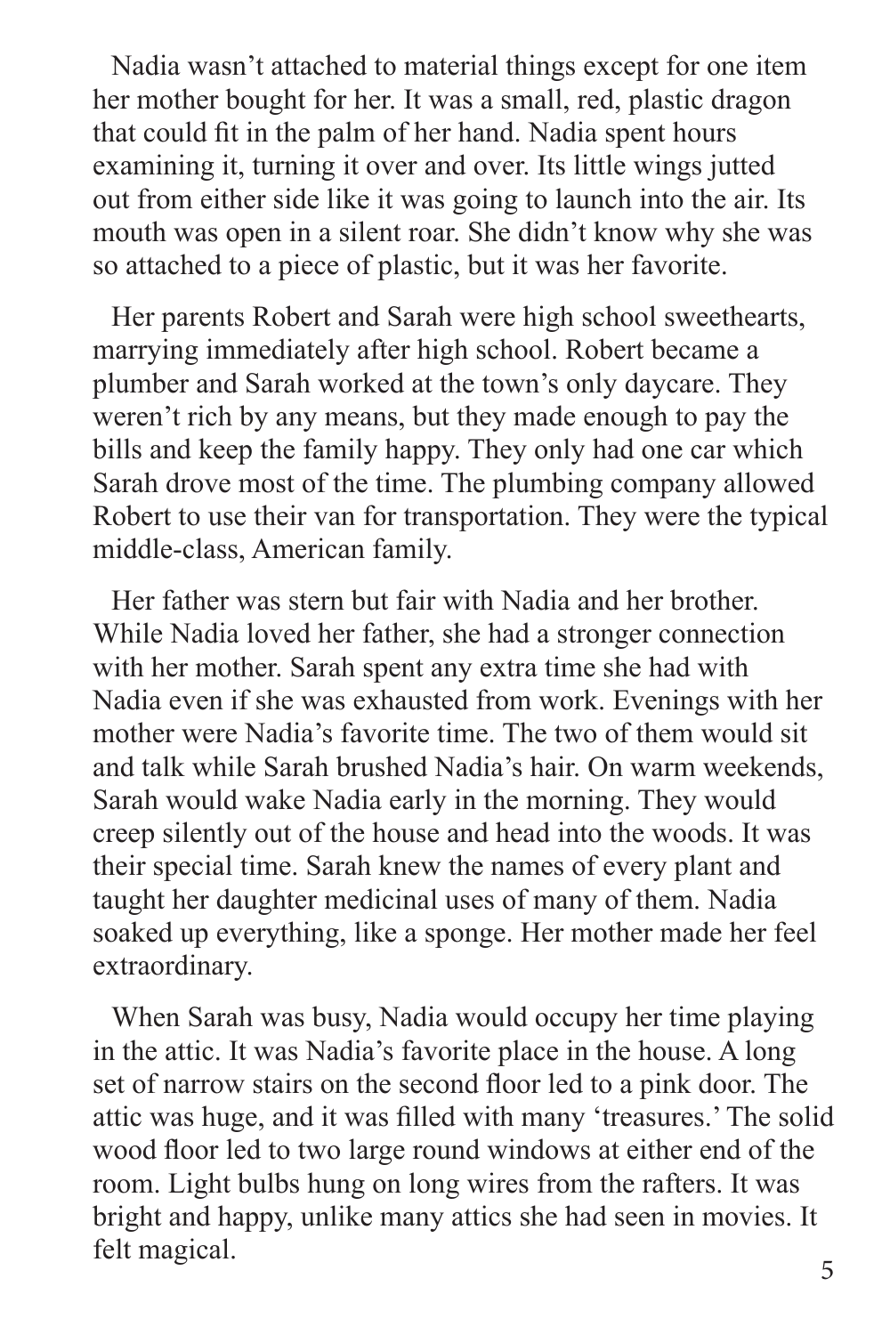Nadia wasn't attached to material things except for one item her mother bought for her. It was a small, red, plastic dragon that could fit in the palm of her hand. Nadia spent hours examining it, turning it over and over. Its little wings jutted out from either side like it was going to launch into the air. Its mouth was open in a silent roar. She didn't know why she was so attached to a piece of plastic, but it was her favorite.

Her parents Robert and Sarah were high school sweethearts, marrying immediately after high school. Robert became a plumber and Sarah worked at the town's only daycare. They weren't rich by any means, but they made enough to pay the bills and keep the family happy. They only had one car which Sarah drove most of the time. The plumbing company allowed Robert to use their van for transportation. They were the typical middle-class, American family.

Her father was stern but fair with Nadia and her brother. While Nadia loved her father, she had a stronger connection with her mother. Sarah spent any extra time she had with Nadia even if she was exhausted from work. Evenings with her mother were Nadia's favorite time. The two of them would sit and talk while Sarah brushed Nadia's hair. On warm weekends, Sarah would wake Nadia early in the morning. They would creep silently out of the house and head into the woods. It was their special time. Sarah knew the names of every plant and taught her daughter medicinal uses of many of them. Nadia soaked up everything, like a sponge. Her mother made her feel extraordinary.

When Sarah was busy, Nadia would occupy her time playing in the attic. It was Nadia's favorite place in the house. A long set of narrow stairs on the second floor led to a pink door. The attic was huge, and it was filled with many 'treasures.' The solid wood floor led to two large round windows at either end of the room. Light bulbs hung on long wires from the rafters. It was bright and happy, unlike many attics she had seen in movies. It felt magical.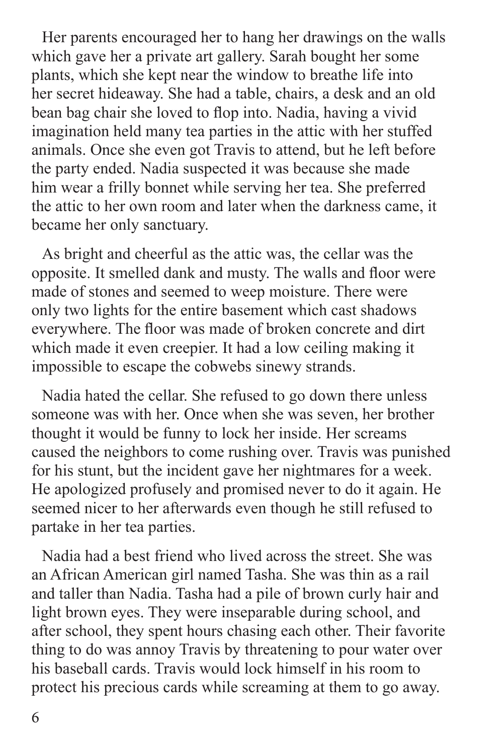Her parents encouraged her to hang her drawings on the walls which gave her a private art gallery. Sarah bought her some plants, which she kept near the window to breathe life into her secret hideaway. She had a table, chairs, a desk and an old bean bag chair she loved to flop into. Nadia, having a vivid imagination held many tea parties in the attic with her stuffed animals. Once she even got Travis to attend, but he left before the party ended. Nadia suspected it was because she made him wear a frilly bonnet while serving her tea. She preferred the attic to her own room and later when the darkness came, it became her only sanctuary.

As bright and cheerful as the attic was, the cellar was the opposite. It smelled dank and musty. The walls and floor were made of stones and seemed to weep moisture. There were only two lights for the entire basement which cast shadows everywhere. The floor was made of broken concrete and dirt which made it even creepier. It had a low ceiling making it impossible to escape the cobwebs sinewy strands.

Nadia hated the cellar. She refused to go down there unless someone was with her. Once when she was seven, her brother thought it would be funny to lock her inside. Her screams caused the neighbors to come rushing over. Travis was punished for his stunt, but the incident gave her nightmares for a week. He apologized profusely and promised never to do it again. He seemed nicer to her afterwards even though he still refused to partake in her tea parties.

Nadia had a best friend who lived across the street. She was an African American girl named Tasha. She was thin as a rail and taller than Nadia. Tasha had a pile of brown curly hair and light brown eyes. They were inseparable during school, and after school, they spent hours chasing each other. Their favorite thing to do was annoy Travis by threatening to pour water over his baseball cards. Travis would lock himself in his room to protect his precious cards while screaming at them to go away.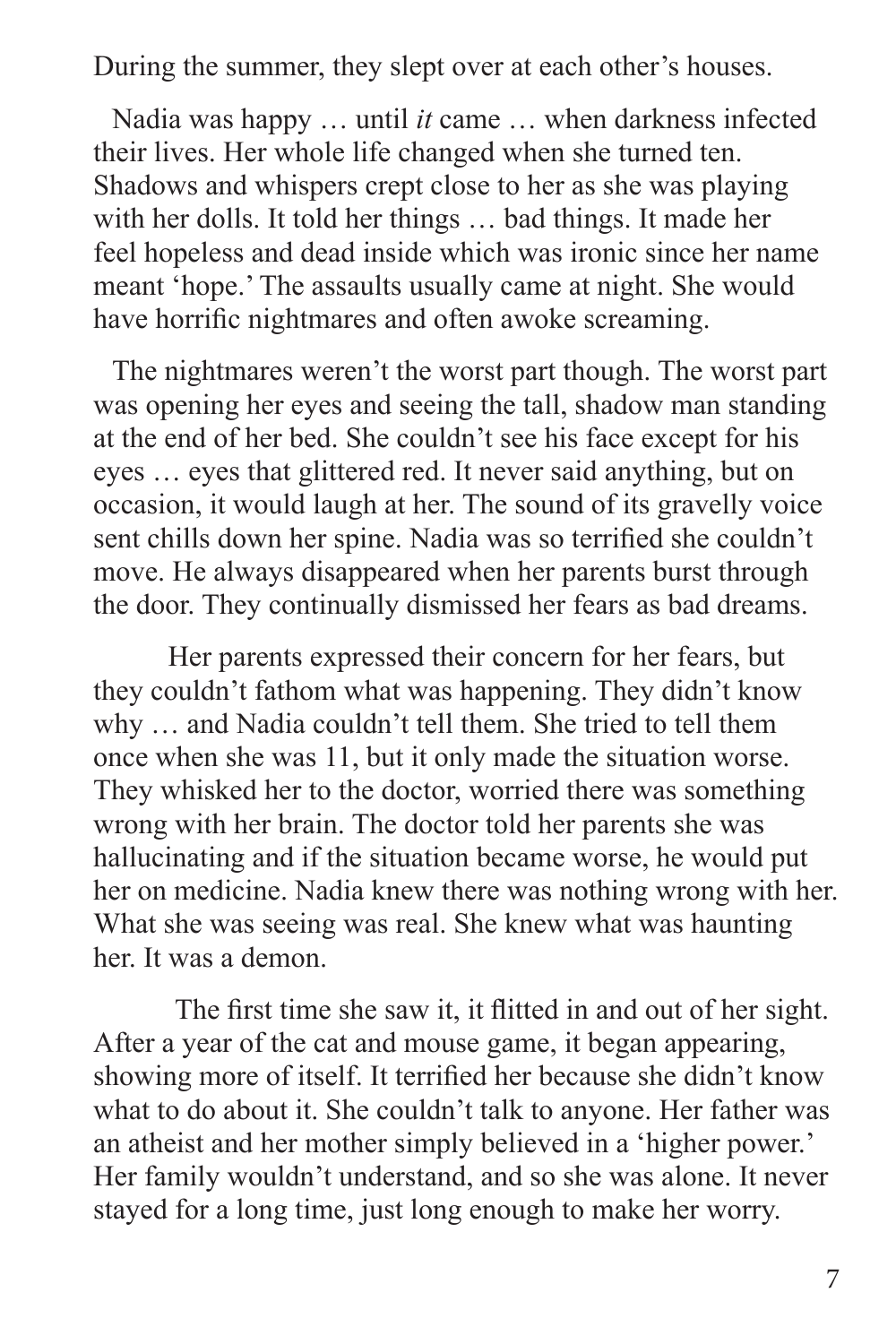During the summer, they slept over at each other's houses.

Nadia was happy … until *it* came … when darkness infected their lives. Her whole life changed when she turned ten. Shadows and whispers crept close to her as she was playing with her dolls. It told her things … bad things. It made her feel hopeless and dead inside which was ironic since her name meant 'hope.' The assaults usually came at night. She would have horrific nightmares and often awoke screaming.

The nightmares weren't the worst part though. The worst part was opening her eyes and seeing the tall, shadow man standing at the end of her bed. She couldn't see his face except for his eyes … eyes that glittered red. It never said anything, but on occasion, it would laugh at her. The sound of its gravelly voice sent chills down her spine. Nadia was so terrified she couldn't move. He always disappeared when her parents burst through the door. They continually dismissed her fears as bad dreams.

Her parents expressed their concern for her fears, but they couldn't fathom what was happening. They didn't know why … and Nadia couldn't tell them. She tried to tell them once when she was 11, but it only made the situation worse. They whisked her to the doctor, worried there was something wrong with her brain. The doctor told her parents she was hallucinating and if the situation became worse, he would put her on medicine. Nadia knew there was nothing wrong with her. What she was seeing was real. She knew what was haunting her. It was a demon.

The first time she saw it, it flitted in and out of her sight. After a year of the cat and mouse game, it began appearing, showing more of itself. It terrified her because she didn't know what to do about it. She couldn't talk to anyone. Her father was an atheist and her mother simply believed in a 'higher power.' Her family wouldn't understand, and so she was alone. It never stayed for a long time, just long enough to make her worry.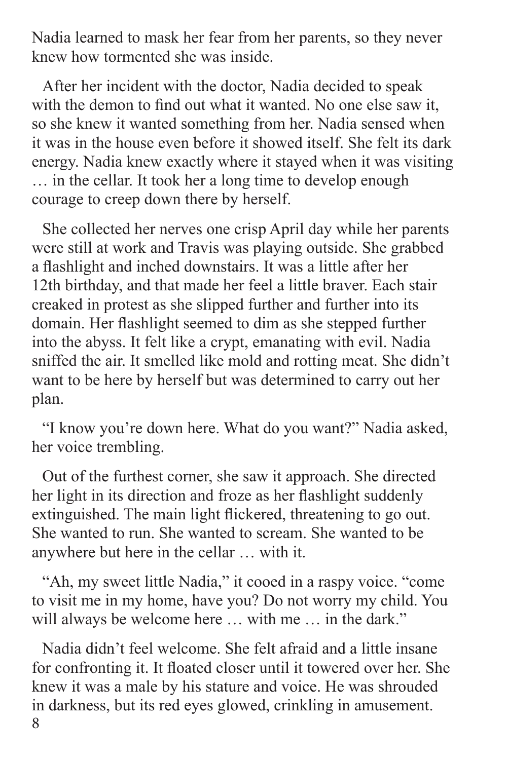Nadia learned to mask her fear from her parents, so they never knew how tormented she was inside.

After her incident with the doctor, Nadia decided to speak with the demon to find out what it wanted. No one else saw it, so she knew it wanted something from her. Nadia sensed when it was in the house even before it showed itself. She felt its dark energy. Nadia knew exactly where it stayed when it was visiting … in the cellar. It took her a long time to develop enough courage to creep down there by herself.

She collected her nerves one crisp April day while her parents were still at work and Travis was playing outside. She grabbed a flashlight and inched downstairs. It was a little after her 12th birthday, and that made her feel a little braver. Each stair creaked in protest as she slipped further and further into its domain. Her flashlight seemed to dim as she stepped further into the abyss. It felt like a crypt, emanating with evil. Nadia sniffed the air. It smelled like mold and rotting meat. She didn't want to be here by herself but was determined to carry out her plan.

"I know you're down here. What do you want?" Nadia asked, her voice trembling.

Out of the furthest corner, she saw it approach. She directed her light in its direction and froze as her flashlight suddenly extinguished. The main light flickered, threatening to go out. She wanted to run. She wanted to scream. She wanted to be anywhere but here in the cellar … with it.

"Ah, my sweet little Nadia," it cooed in a raspy voice. "come to visit me in my home, have you? Do not worry my child. You will always be welcome here … with me … in the dark."

Nadia didn't feel welcome. She felt afraid and a little insane for confronting it. It floated closer until it towered over her. She knew it was a male by his stature and voice. He was shrouded in darkness, but its red eyes glowed, crinkling in amusement.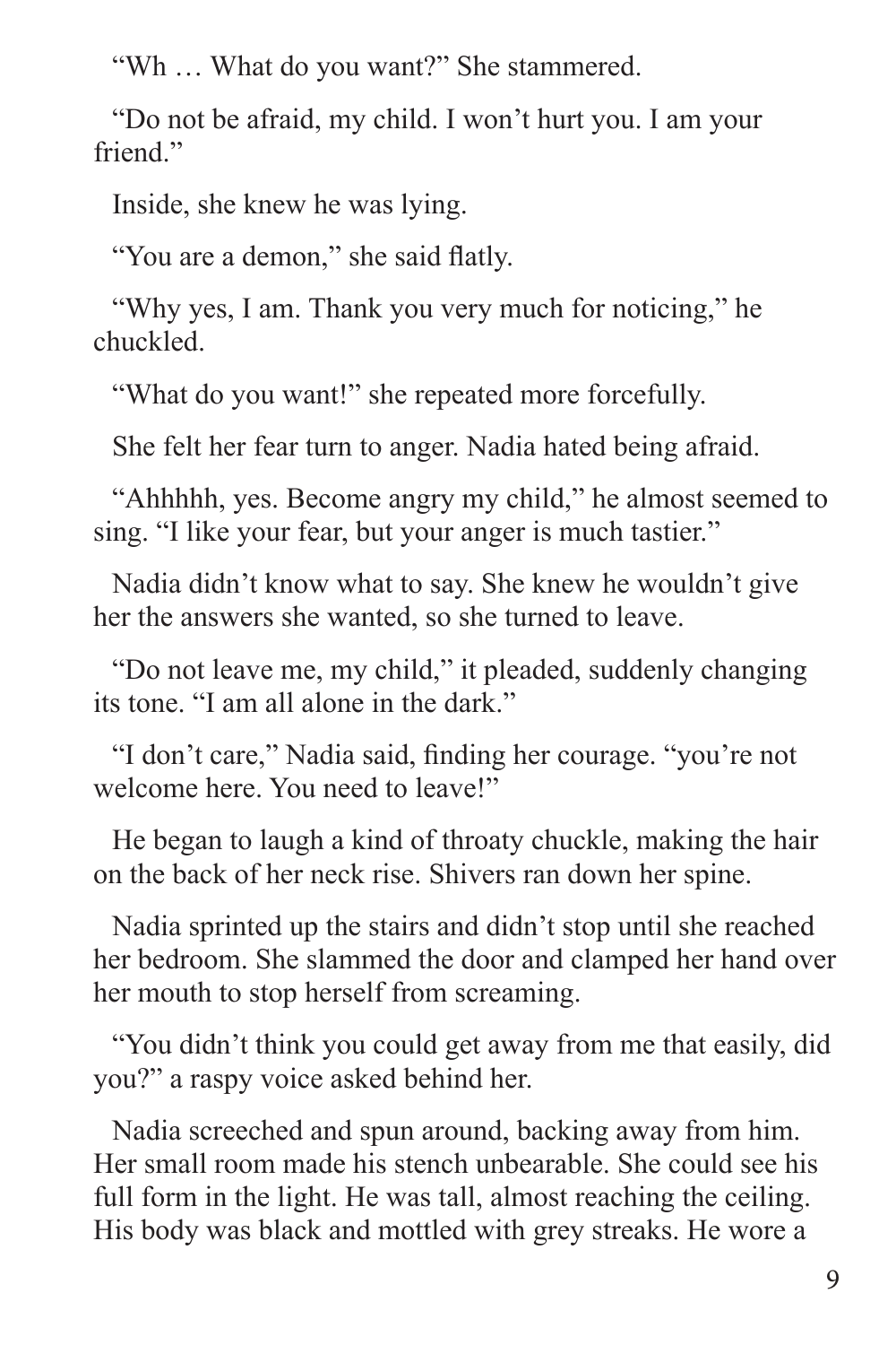"Wh … What do you want?" She stammered.

"Do not be afraid, my child. I won't hurt you. I am your friend."

Inside, she knew he was lying.

"You are a demon," she said flatly.

"Why yes, I am. Thank you very much for noticing," he chuckled.

"What do you want!" she repeated more forcefully.

She felt her fear turn to anger. Nadia hated being afraid.

"Ahhhhh, yes. Become angry my child," he almost seemed to sing. "I like your fear, but your anger is much tastier."

Nadia didn't know what to say. She knew he wouldn't give her the answers she wanted, so she turned to leave.

"Do not leave me, my child," it pleaded, suddenly changing its tone. "I am all alone in the dark."

"I don't care," Nadia said, finding her courage. "you're not welcome here. You need to leave!"

He began to laugh a kind of throaty chuckle, making the hair on the back of her neck rise. Shivers ran down her spine.

Nadia sprinted up the stairs and didn't stop until she reached her bedroom. She slammed the door and clamped her hand over her mouth to stop herself from screaming.

"You didn't think you could get away from me that easily, did you?" a raspy voice asked behind her.

Nadia screeched and spun around, backing away from him. Her small room made his stench unbearable. She could see his full form in the light. He was tall, almost reaching the ceiling. His body was black and mottled with grey streaks. He wore a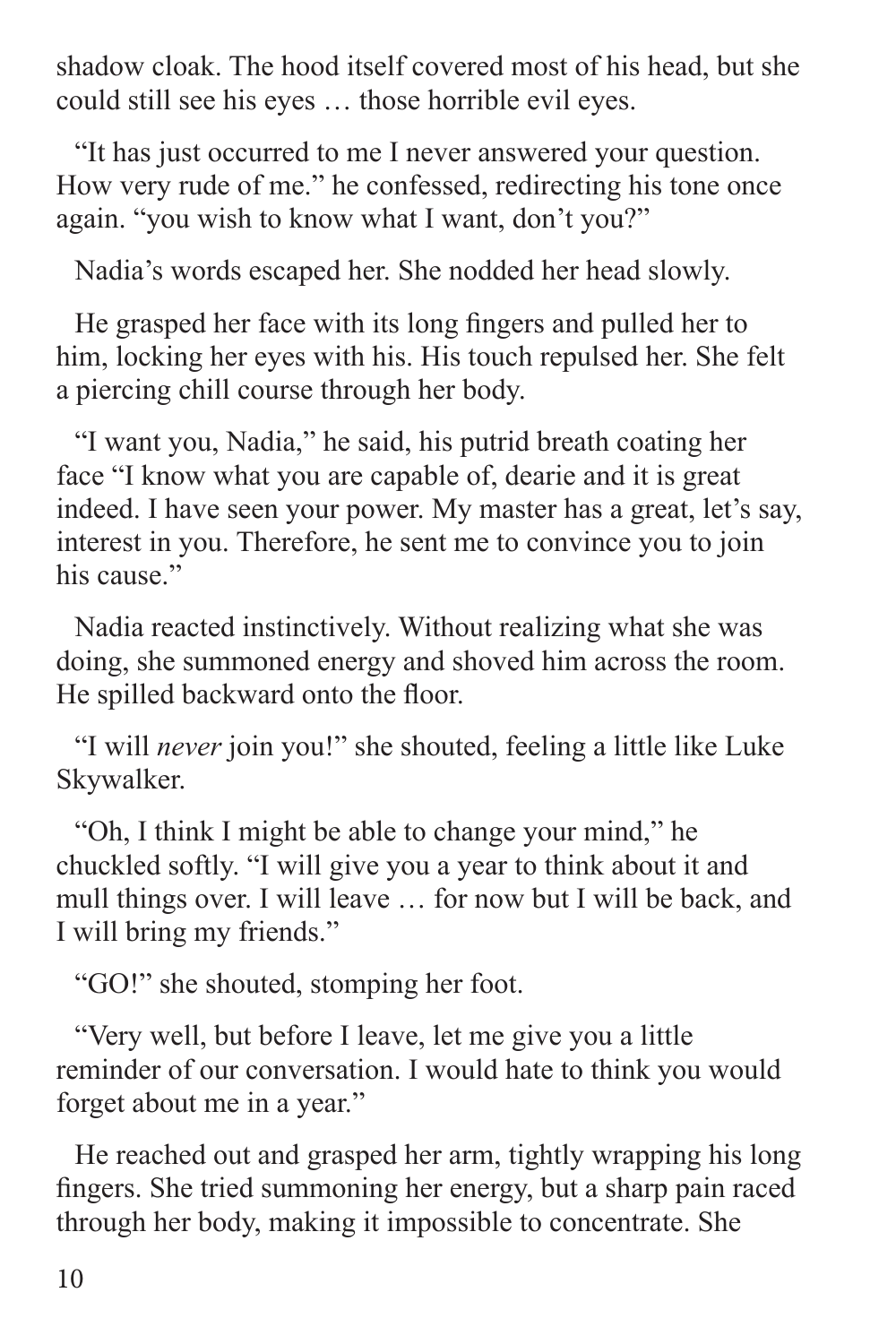shadow cloak. The hood itself covered most of his head, but she could still see his eyes … those horrible evil eyes.

"It has just occurred to me I never answered your question. How very rude of me." he confessed, redirecting his tone once again. "you wish to know what I want, don't you?"

Nadia's words escaped her. She nodded her head slowly.

He grasped her face with its long fingers and pulled her to him, locking her eyes with his. His touch repulsed her. She felt a piercing chill course through her body.

"I want you, Nadia," he said, his putrid breath coating her face "I know what you are capable of, dearie and it is great indeed. I have seen your power. My master has a great, let's say, interest in you. Therefore, he sent me to convince you to join his cause."

Nadia reacted instinctively. Without realizing what she was doing, she summoned energy and shoved him across the room. He spilled backward onto the floor.

"I will *never* join you!" she shouted, feeling a little like Luke Skywalker.

"Oh, I think I might be able to change your mind," he chuckled softly. "I will give you a year to think about it and mull things over. I will leave … for now but I will be back, and I will bring my friends."

"GO!" she shouted, stomping her foot.

"Very well, but before I leave, let me give you a little reminder of our conversation. I would hate to think you would forget about me in a year."

He reached out and grasped her arm, tightly wrapping his long fingers. She tried summoning her energy, but a sharp pain raced through her body, making it impossible to concentrate. She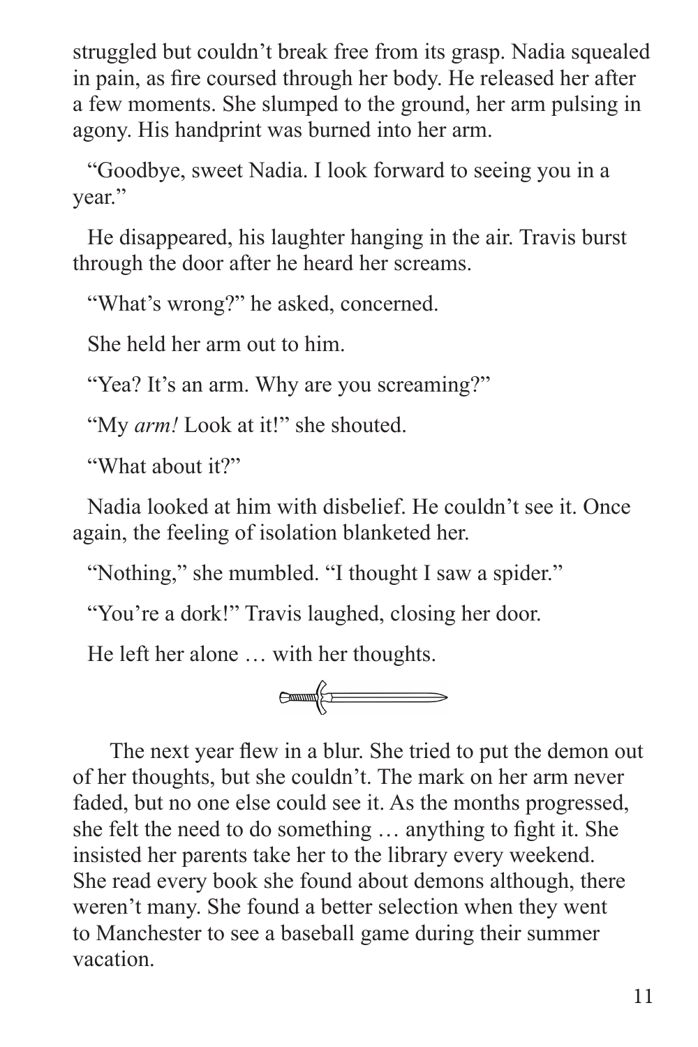struggled but couldn't break free from its grasp. Nadia squealed in pain, as fire coursed through her body. He released her after a few moments. She slumped to the ground, her arm pulsing in agony. His handprint was burned into her arm.

"Goodbye, sweet Nadia. I look forward to seeing you in a year."

He disappeared, his laughter hanging in the air. Travis burst through the door after he heard her screams.

"What's wrong?" he asked, concerned.

She held her arm out to him.

"Yea? It's an arm. Why are you screaming?"

"My *arm!* Look at it!" she shouted.

"What about it?"

Nadia looked at him with disbelief. He couldn't see it. Once again, the feeling of isolation blanketed her.

"Nothing," she mumbled. "I thought I saw a spider."

"You're a dork!" Travis laughed, closing her door.

He left her alone … with her thoughts.

The next year flew in a blur. She tried to put the demon out of her thoughts, but she couldn't. The mark on her arm never faded, but no one else could see it. As the months progressed, she felt the need to do something … anything to fight it. She insisted her parents take her to the library every weekend. She read every book she found about demons although, there weren't many. She found a better selection when they went to Manchester to see a baseball game during their summer vacation.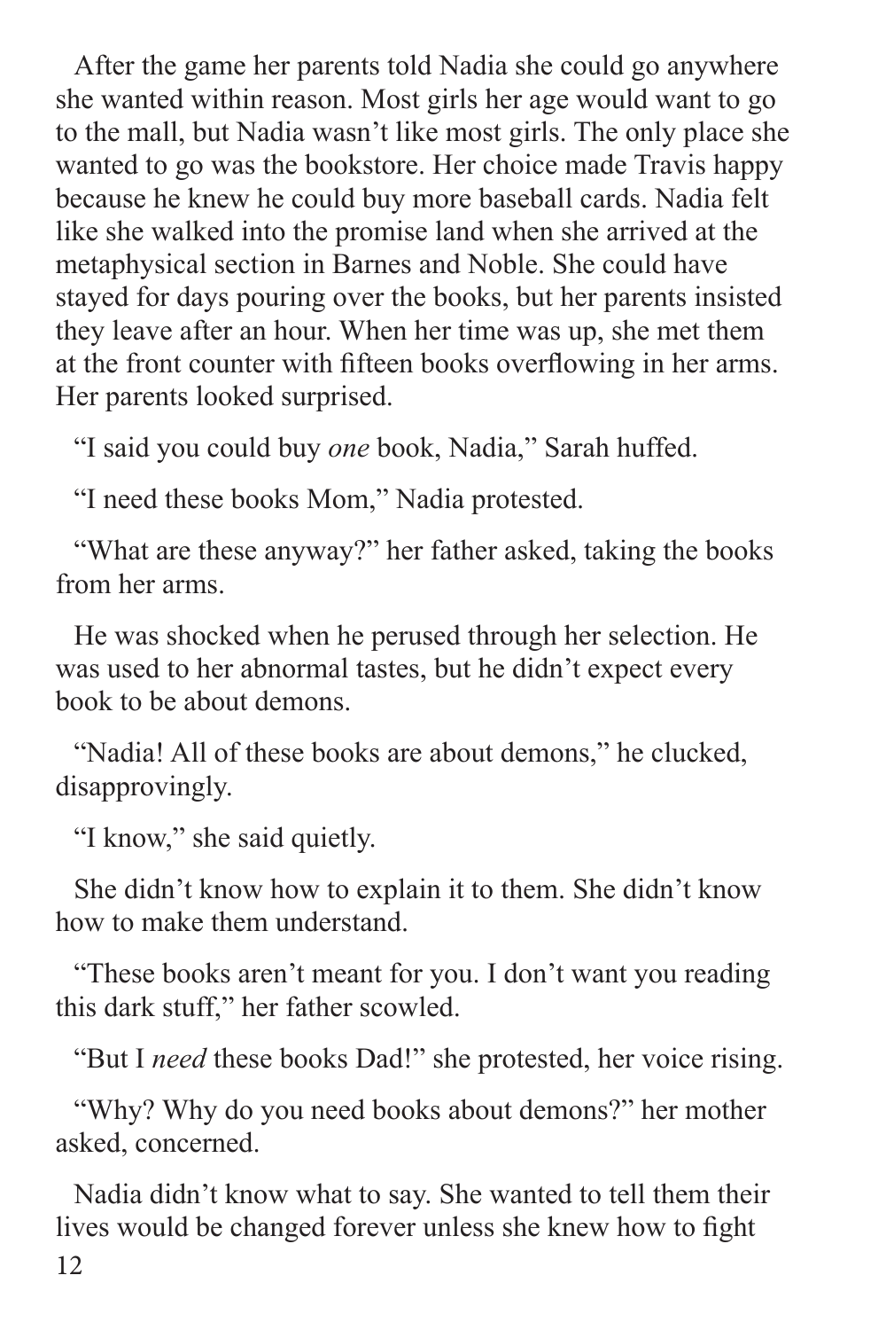After the game her parents told Nadia she could go anywhere she wanted within reason. Most girls her age would want to go to the mall, but Nadia wasn't like most girls. The only place she wanted to go was the bookstore. Her choice made Travis happy because he knew he could buy more baseball cards. Nadia felt like she walked into the promise land when she arrived at the metaphysical section in Barnes and Noble. She could have stayed for days pouring over the books, but her parents insisted they leave after an hour. When her time was up, she met them at the front counter with fifteen books overflowing in her arms. Her parents looked surprised.

"I said you could buy *one* book, Nadia," Sarah huffed.

"I need these books Mom," Nadia protested.

"What are these anyway?" her father asked, taking the books from her arms.

He was shocked when he perused through her selection. He was used to her abnormal tastes, but he didn't expect every book to be about demons.

"Nadia! All of these books are about demons," he clucked, disapprovingly.

"I know," she said quietly.

She didn't know how to explain it to them. She didn't know how to make them understand.

"These books aren't meant for you. I don't want you reading this dark stuff," her father scowled.

"But I *need* these books Dad!" she protested, her voice rising.

"Why? Why do you need books about demons?" her mother asked, concerned.

Nadia didn't know what to say. She wanted to tell them their lives would be changed forever unless she knew how to fight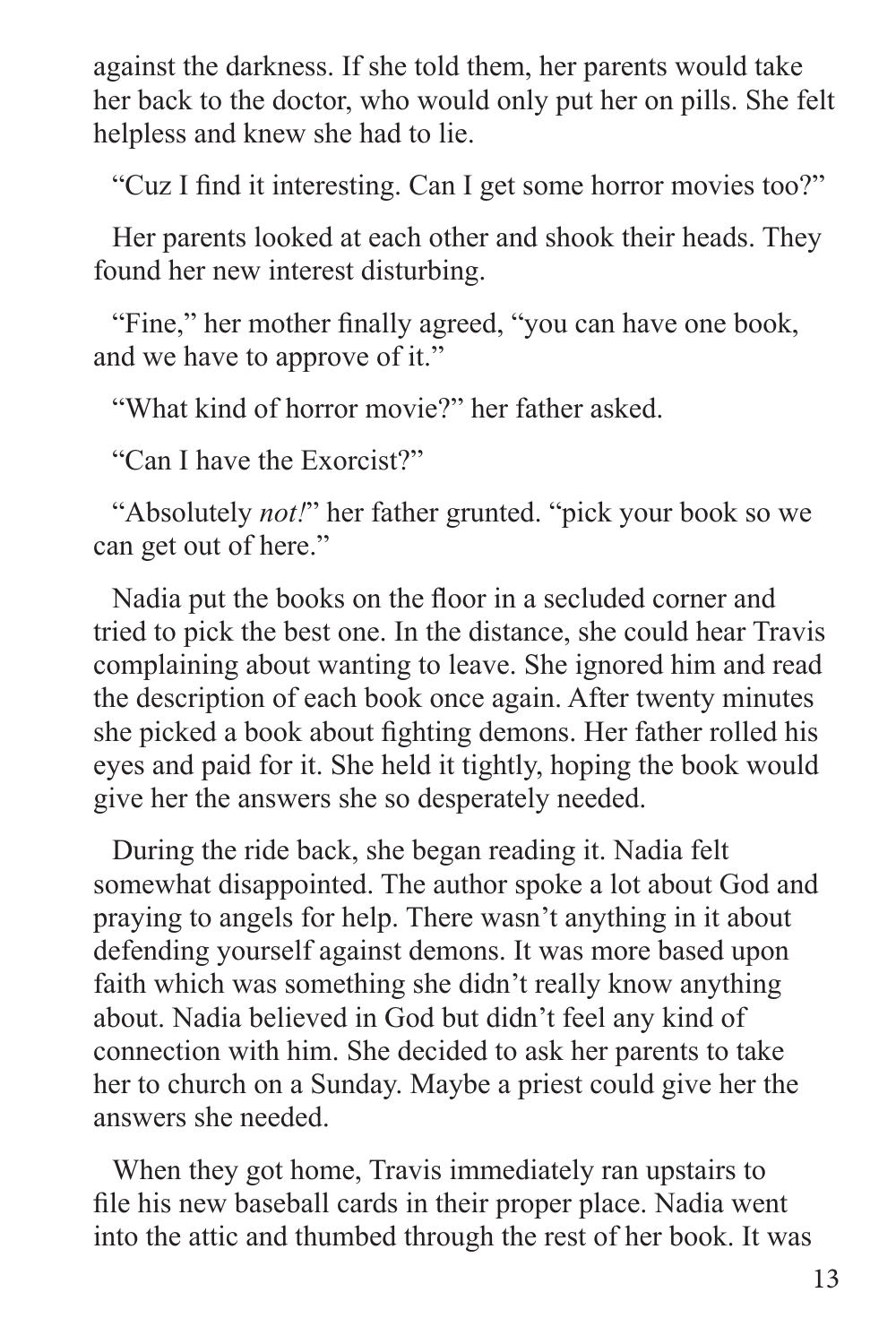against the darkness. If she told them, her parents would take her back to the doctor, who would only put her on pills. She felt helpless and knew she had to lie.

"Cuz I find it interesting. Can I get some horror movies too?"

Her parents looked at each other and shook their heads. They found her new interest disturbing.

"Fine," her mother finally agreed, "you can have one book, and we have to approve of it."

"What kind of horror movie?" her father asked.

"Can I have the Exorcist?"

"Absolutely *not!*" her father grunted. "pick your book so we can get out of here."

Nadia put the books on the floor in a secluded corner and tried to pick the best one. In the distance, she could hear Travis complaining about wanting to leave. She ignored him and read the description of each book once again. After twenty minutes she picked a book about fighting demons. Her father rolled his eyes and paid for it. She held it tightly, hoping the book would give her the answers she so desperately needed.

During the ride back, she began reading it. Nadia felt somewhat disappointed. The author spoke a lot about God and praying to angels for help. There wasn't anything in it about defending yourself against demons. It was more based upon faith which was something she didn't really know anything about. Nadia believed in God but didn't feel any kind of connection with him. She decided to ask her parents to take her to church on a Sunday. Maybe a priest could give her the answers she needed.

When they got home, Travis immediately ran upstairs to file his new baseball cards in their proper place. Nadia went into the attic and thumbed through the rest of her book. It was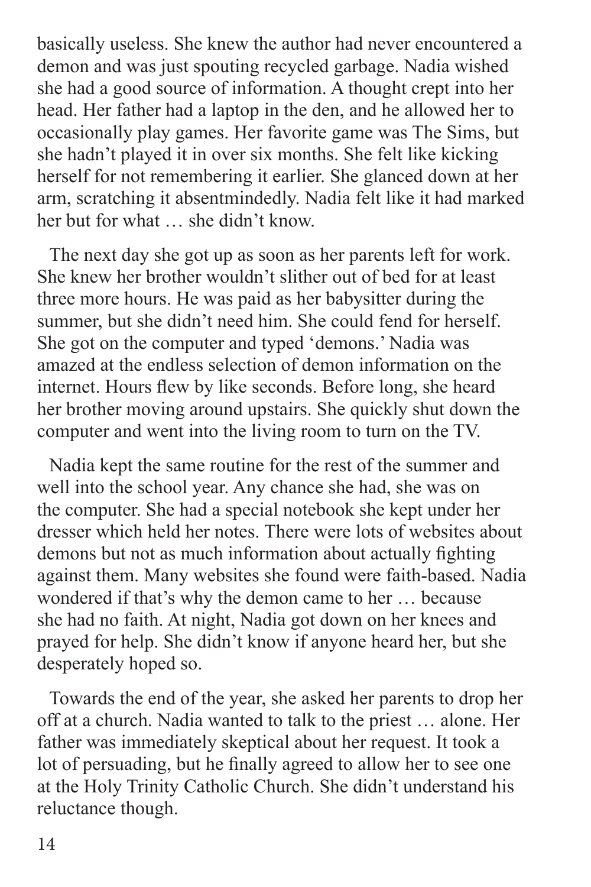basically useless. She knew the author had never encountered a demon and was just spouting recycled garbage. Nadia wished she had a good source of information. A thought crept into her head. Her father had a laptop in the den, and he allowed her to occasionally play games. Her favorite game was The Sims, but she hadn't played it in over six months. She felt like kicking herself for not remembering it earlier. She glanced down at her arm, scratching it absentmindedly. Nadia felt like it had marked her but for what … she didn't know.

The next day she got up as soon as her parents left for work. She knew her brother wouldn't slither out of bed for at least three more hours. He was paid as her babysitter during the summer, but she didn't need him. She could fend for herself. She got on the computer and typed 'demons.' Nadia was amazed at the endless selection of demon information on the internet. Hours flew by like seconds. Before long, she heard her brother moving around upstairs. She quickly shut down the computer and went into the living room to turn on the TV.

Nadia kept the same routine for the rest of the summer and well into the school year. Any chance she had, she was on the computer. She had a special notebook she kept under her dresser which held her notes. There were lots of websites about demons but not as much information about actually fighting against them. Many websites she found were faith-based. Nadia wondered if that's why the demon came to her … because she had no faith. At night, Nadia got down on her knees and prayed for help. She didn't know if anyone heard her, but she desperately hoped so.

Towards the end of the year, she asked her parents to drop her off at a church. Nadia wanted to talk to the priest … alone. Her father was immediately skeptical about her request. It took a lot of persuading, but he finally agreed to allow her to see one at the Holy Trinity Catholic Church. She didn't understand his reluctance though.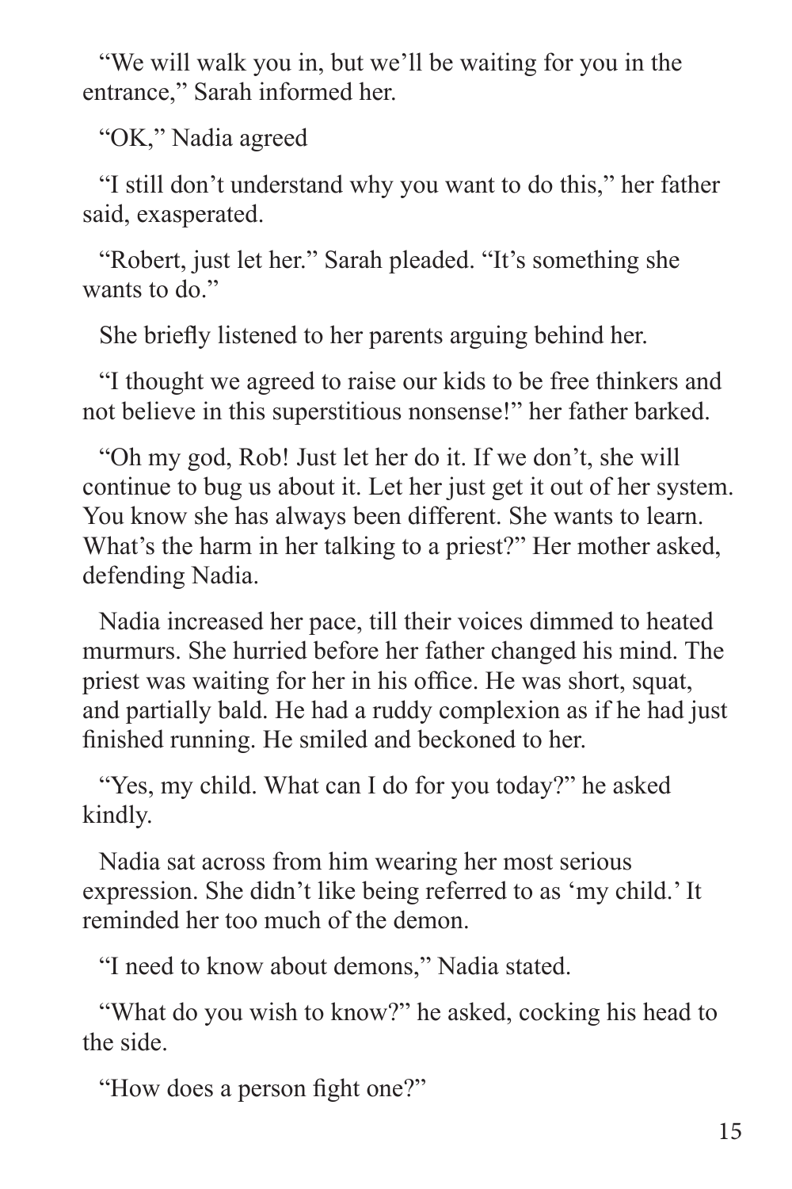"We will walk you in, but we'll be waiting for you in the entrance," Sarah informed her.

"OK," Nadia agreed

"I still don't understand why you want to do this," her father said, exasperated.

"Robert, just let her." Sarah pleaded. "It's something she wants to do."

She briefly listened to her parents arguing behind her.

"I thought we agreed to raise our kids to be free thinkers and not believe in this superstitious nonsense!" her father barked.

"Oh my god, Rob! Just let her do it. If we don't, she will continue to bug us about it. Let her just get it out of her system. You know she has always been different. She wants to learn. What's the harm in her talking to a priest?" Her mother asked, defending Nadia.

Nadia increased her pace, till their voices dimmed to heated murmurs. She hurried before her father changed his mind. The priest was waiting for her in his office. He was short, squat, and partially bald. He had a ruddy complexion as if he had just finished running. He smiled and beckoned to her.

"Yes, my child. What can I do for you today?" he asked kindly.

Nadia sat across from him wearing her most serious expression. She didn't like being referred to as 'my child.' It reminded her too much of the demon.

"I need to know about demons," Nadia stated.

"What do you wish to know?" he asked, cocking his head to the side.

"How does a person fight one?"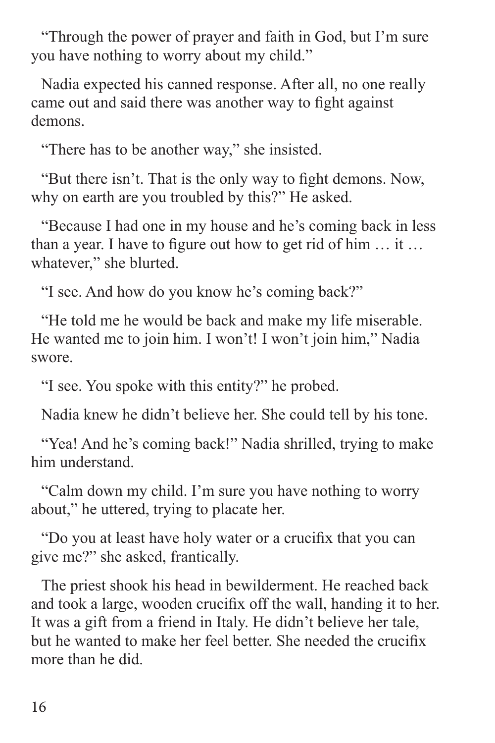"Through the power of prayer and faith in God, but I'm sure you have nothing to worry about my child."

Nadia expected his canned response. After all, no one really came out and said there was another way to fight against demons.

"There has to be another way," she insisted.

"But there isn't. That is the only way to fight demons. Now, why on earth are you troubled by this?" He asked.

"Because I had one in my house and he's coming back in less than a year. I have to figure out how to get rid of him … it … whatever," she blurted.

"I see. And how do you know he's coming back?"

"He told me he would be back and make my life miserable. He wanted me to join him. I won't! I won't join him," Nadia swore.

"I see. You spoke with this entity?" he probed.

Nadia knew he didn't believe her. She could tell by his tone.

"Yea! And he's coming back!" Nadia shrilled, trying to make him understand.

"Calm down my child. I'm sure you have nothing to worry about," he uttered, trying to placate her.

"Do you at least have holy water or a crucifix that you can give me?" she asked, frantically.

The priest shook his head in bewilderment. He reached back and took a large, wooden crucifix off the wall, handing it to her. It was a gift from a friend in Italy. He didn't believe her tale, but he wanted to make her feel better. She needed the crucifix more than he did.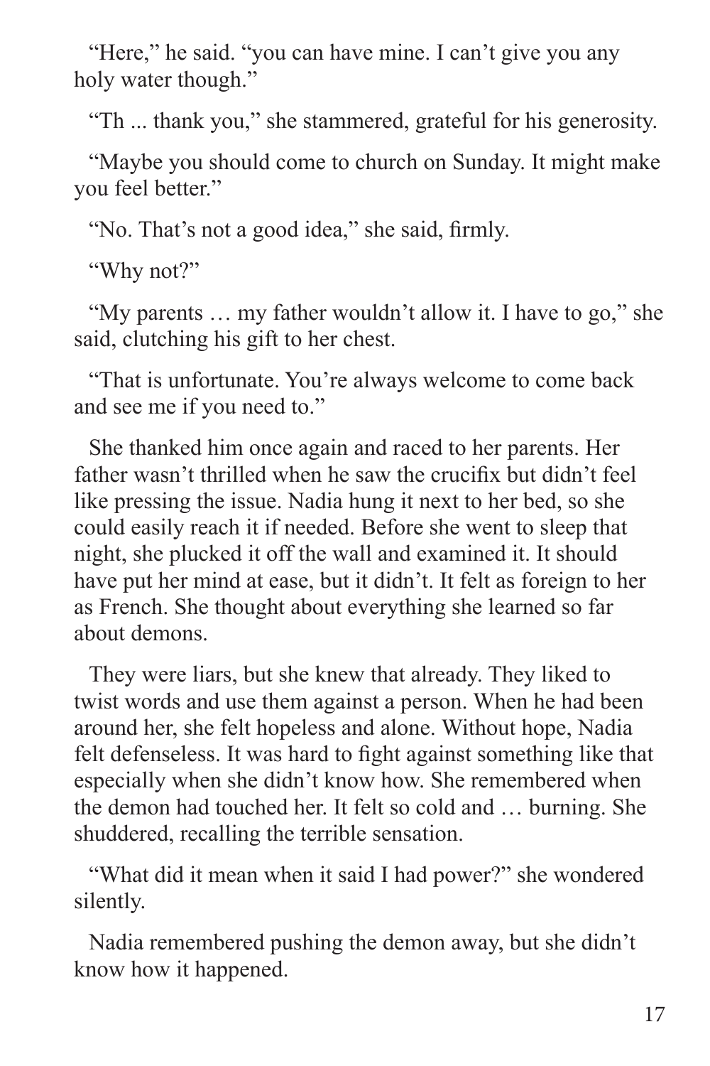"Here," he said. "you can have mine. I can't give you any holy water though."

"Th ... thank you," she stammered, grateful for his generosity.

"Maybe you should come to church on Sunday. It might make you feel better."

"No. That's not a good idea," she said, firmly.

"Why not?"

"My parents … my father wouldn't allow it. I have to go," she said, clutching his gift to her chest.

"That is unfortunate. You're always welcome to come back and see me if you need to."

She thanked him once again and raced to her parents. Her father wasn't thrilled when he saw the crucifix but didn't feel like pressing the issue. Nadia hung it next to her bed, so she could easily reach it if needed. Before she went to sleep that night, she plucked it off the wall and examined it. It should have put her mind at ease, but it didn't. It felt as foreign to her as French. She thought about everything she learned so far about demons.

They were liars, but she knew that already. They liked to twist words and use them against a person. When he had been around her, she felt hopeless and alone. Without hope, Nadia felt defenseless. It was hard to fight against something like that especially when she didn't know how. She remembered when the demon had touched her. It felt so cold and … burning. She shuddered, recalling the terrible sensation.

"What did it mean when it said I had power?" she wondered silently.

Nadia remembered pushing the demon away, but she didn't know how it happened.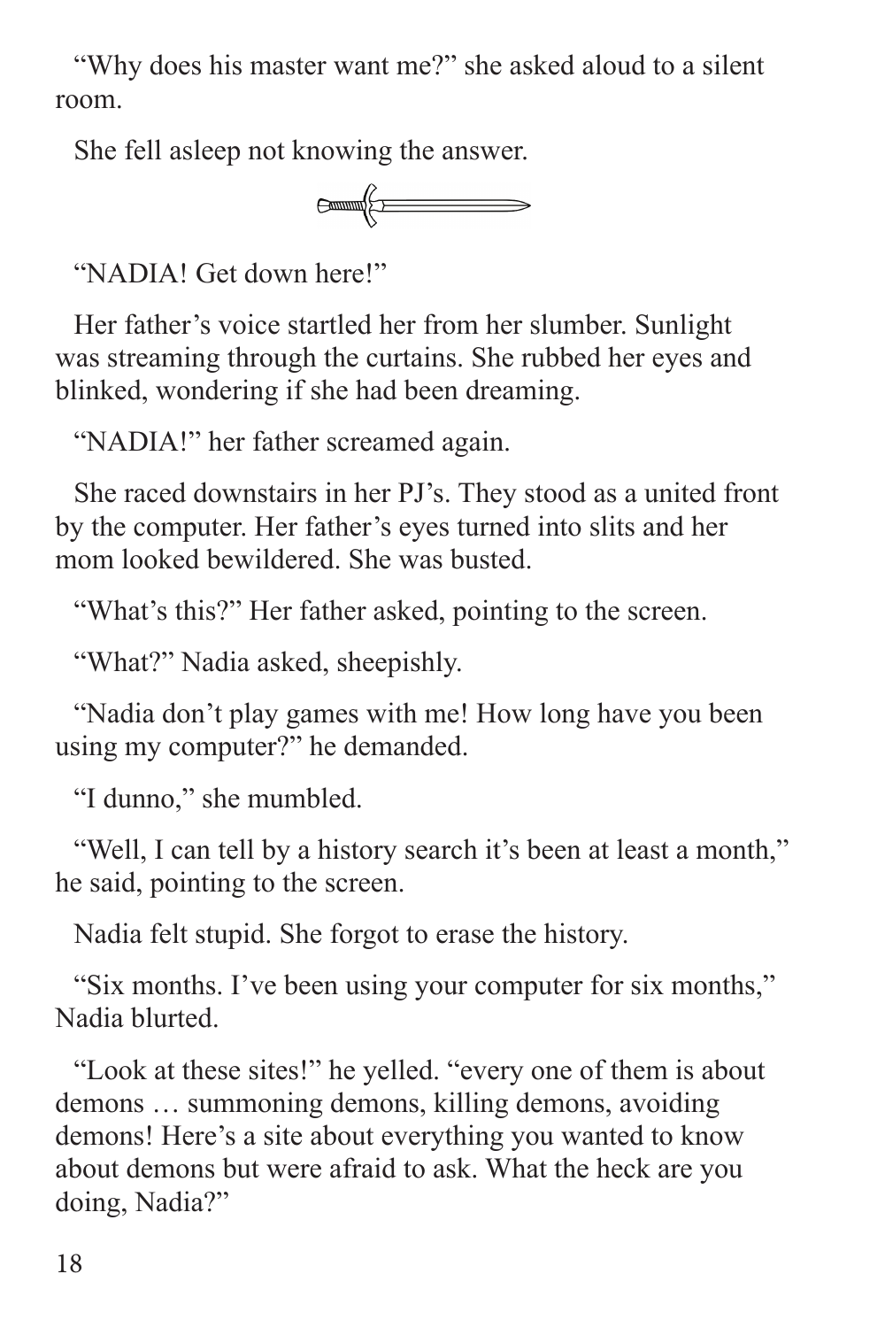"Why does his master want me?" she asked aloud to a silent room.

She fell asleep not knowing the answer.

"NADIA! Get down here!"

Her father's voice startled her from her slumber. Sunlight was streaming through the curtains. She rubbed her eyes and blinked, wondering if she had been dreaming.

"NADIA!" her father screamed again.

She raced downstairs in her PJ's. They stood as a united front by the computer. Her father's eyes turned into slits and her mom looked bewildered. She was busted.

"What's this?" Her father asked, pointing to the screen.

"What?" Nadia asked, sheepishly.

"Nadia don't play games with me! How long have you been using my computer?" he demanded.

"I dunno," she mumbled.

"Well, I can tell by a history search it's been at least a month," he said, pointing to the screen.

Nadia felt stupid. She forgot to erase the history.

"Six months. I've been using your computer for six months," Nadia blurted.

"Look at these sites!" he yelled. "every one of them is about demons … summoning demons, killing demons, avoiding demons! Here's a site about everything you wanted to know about demons but were afraid to ask. What the heck are you doing, Nadia?"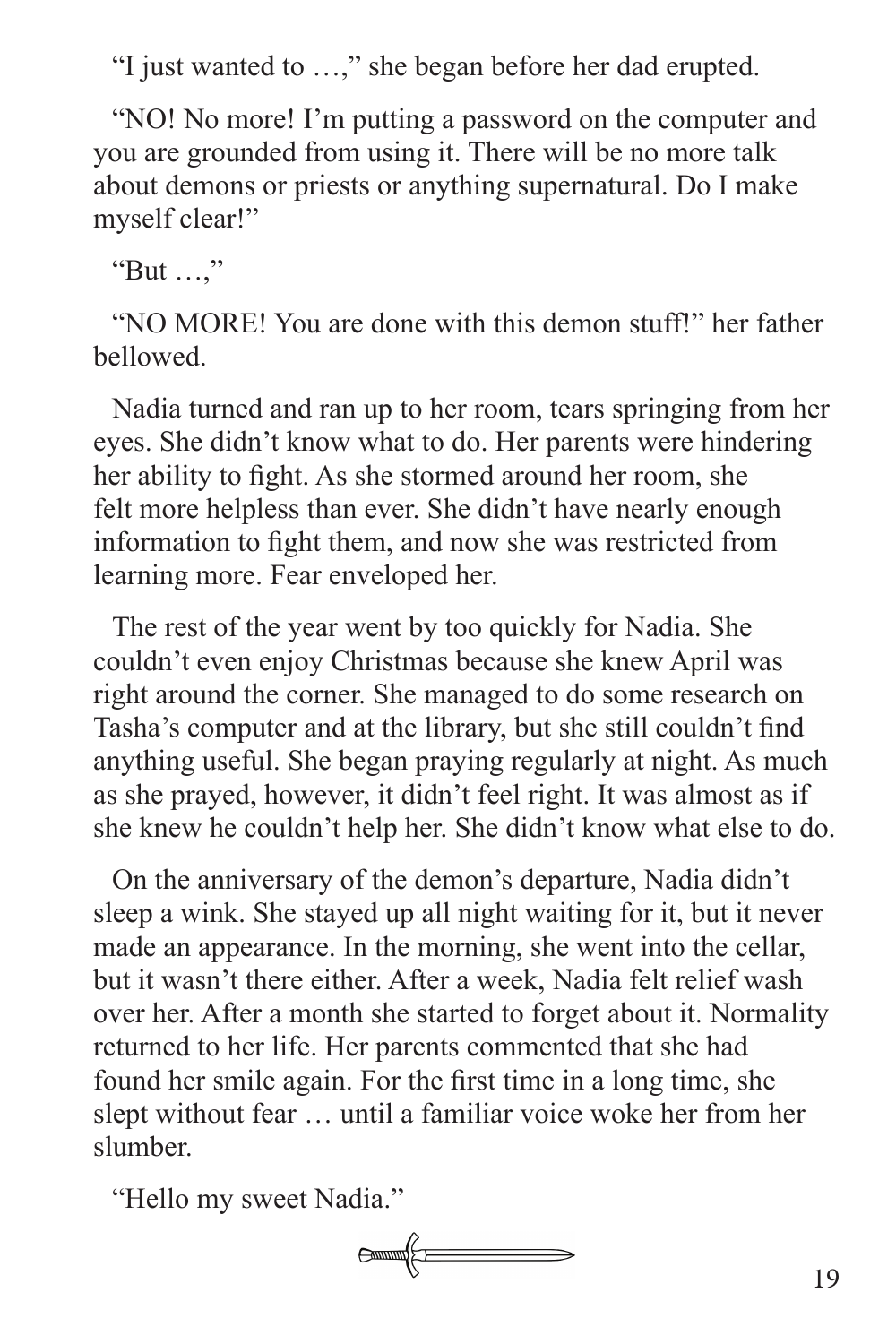"I just wanted to …," she began before her dad erupted.

"NO! No more! I'm putting a password on the computer and you are grounded from using it. There will be no more talk about demons or priests or anything supernatural. Do I make myself clear!"

"But …,"

"NO MORE! You are done with this demon stuff!" her father bellowed.

Nadia turned and ran up to her room, tears springing from her eyes. She didn't know what to do. Her parents were hindering her ability to fight. As she stormed around her room, she felt more helpless than ever. She didn't have nearly enough information to fight them, and now she was restricted from learning more. Fear enveloped her.

The rest of the year went by too quickly for Nadia. She couldn't even enjoy Christmas because she knew April was right around the corner. She managed to do some research on Tasha's computer and at the library, but she still couldn't find anything useful. She began praying regularly at night. As much as she prayed, however, it didn't feel right. It was almost as if she knew he couldn't help her. She didn't know what else to do.

On the anniversary of the demon's departure, Nadia didn't sleep a wink. She stayed up all night waiting for it, but it never made an appearance. In the morning, she went into the cellar, but it wasn't there either. After a week, Nadia felt relief wash over her. After a month she started to forget about it. Normality returned to her life. Her parents commented that she had found her smile again. For the first time in a long time, she slept without fear … until a familiar voice woke her from her slumber.

"Hello my sweet Nadia."